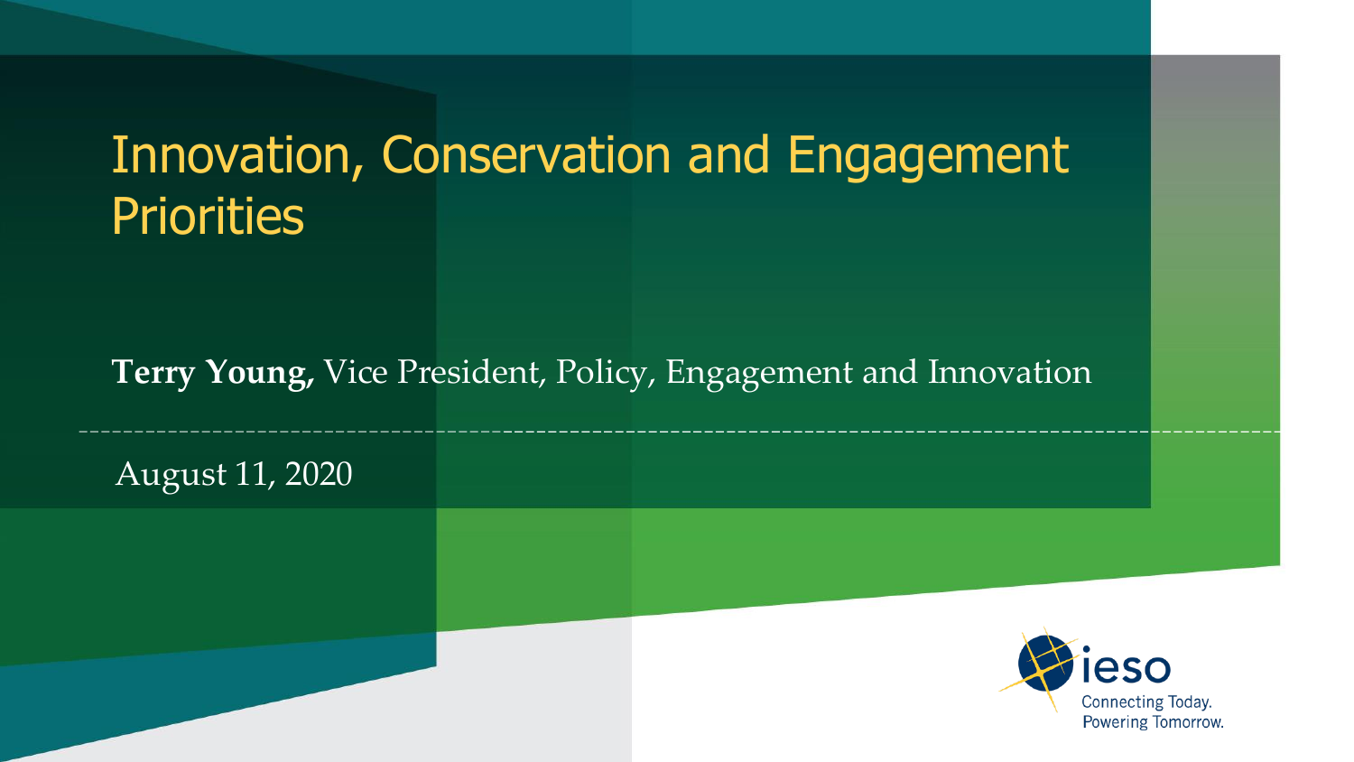# Innovation, Conservation and Engagement Priorities

**Terry Young,** Vice President, Policy, Engagement and Innovation

August 11, 2020

ieso

Connecting Today.
Powering Tomorrow.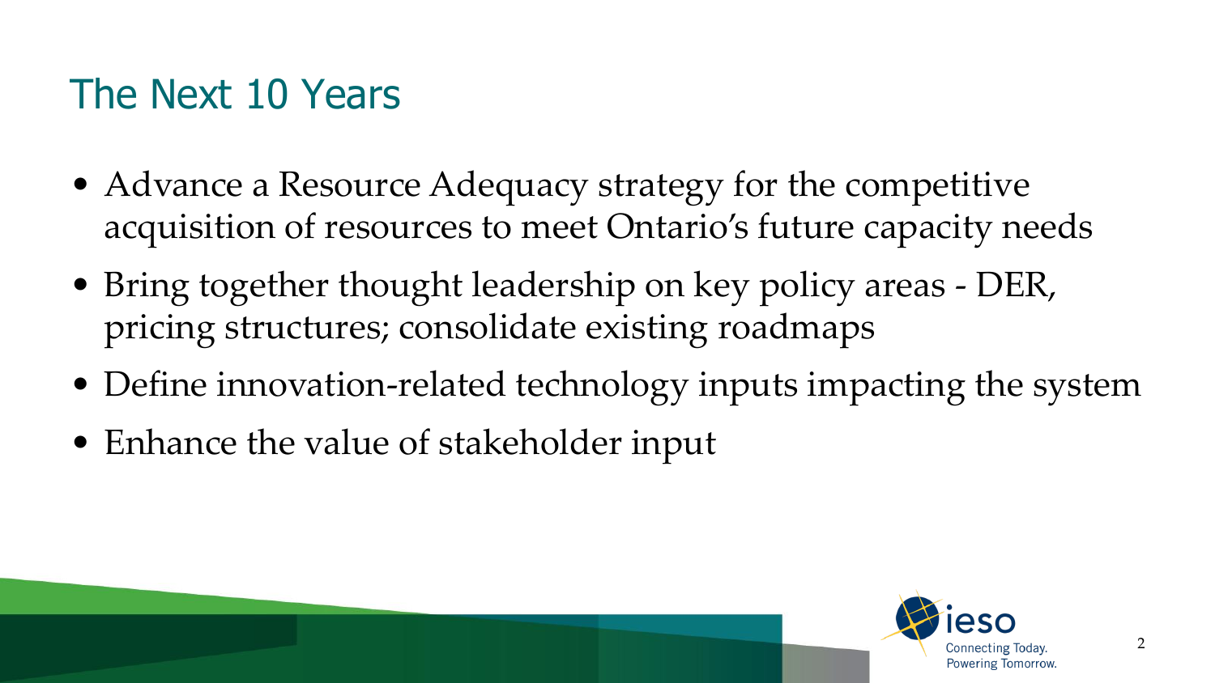# The Next 10 Years

- Advance a Resource Adequacy strategy for the competitive acquisition of resources to meet Ontario's future capacity needs
- Bring together thought leadership on key policy areas - DER, pricing structures; consolidate existing roadmaps
- Define innovation-related technology inputs impacting the system
- Enhance the value of stakeholder input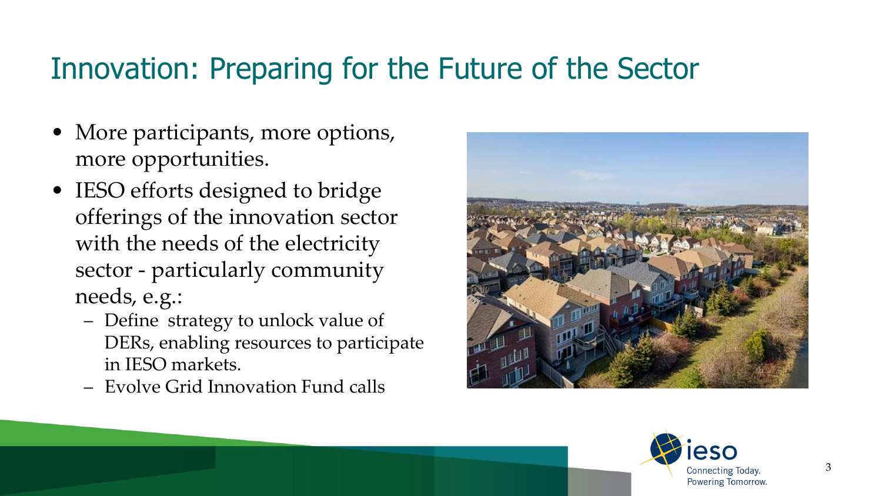# Innovation: Preparing for the Future of the Sector

- More participants, more options, more opportunities.
- IESO efforts designed to bridge offerings of the innovation sector with the needs of the electricity sector - particularly community needs, e.g.:
  - Define strategy to unlock value of DERs, enabling resources to participate in IESO markets.
  - Evolve Grid Innovation Fund calls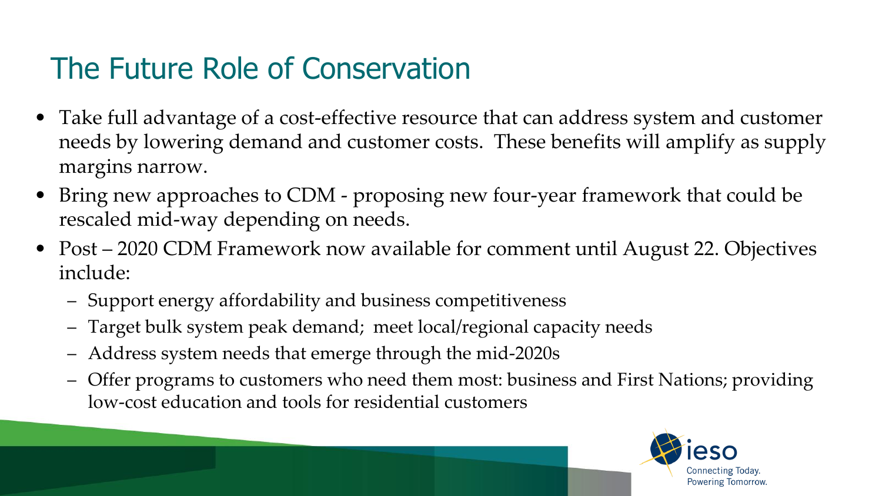# The Future Role of Conservation

- Take full advantage of a cost-effective resource that can address system and customer needs by lowering demand and customer costs. These benefits will amplify as supply margins narrow.
- Bring new approaches to CDM - proposing new four-year framework that could be rescaled mid-way depending on needs.
- Post – 2020 CDM Framework now available for comment until August 22. Objectives include:
  - Support energy affordability and business competitiveness
  - Target bulk system peak demand; meet local/regional capacity needs
  - Address system needs that emerge through the mid-2020s
  - Offer programs to customers who need them most: business and First Nations; providing low-cost education and tools for residential customers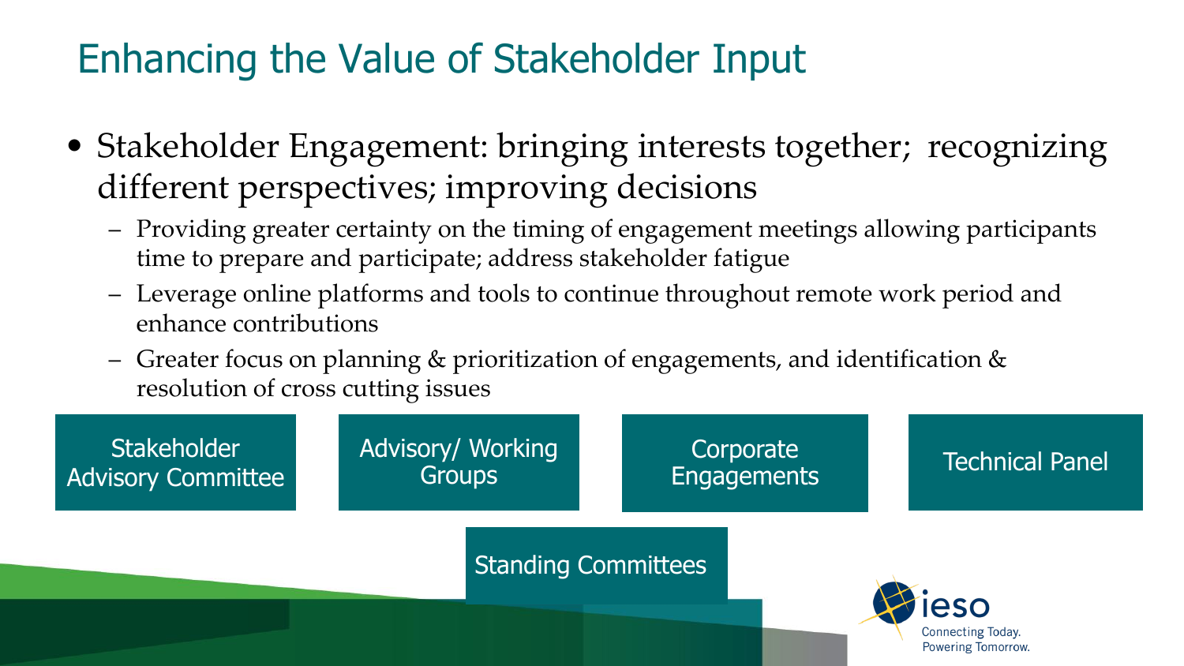# Enhancing the Value of Stakeholder Input

- Stakeholder Engagement: bringing interests together; recognizing different perspectives; improving decisions
  - Providing greater certainty on the timing of engagement meetings allowing participants time to prepare and participate; address stakeholder fatigue
  - Leverage online platforms and tools to continue throughout remote work period and enhance contributions
  - Greater focus on planning & prioritization of engagements, and identification & resolution of cross cutting issues

Stakeholder Advisory Committee

Advisory/ Working Groups

Corporate Engagements

Technical Panel

Standing Committees